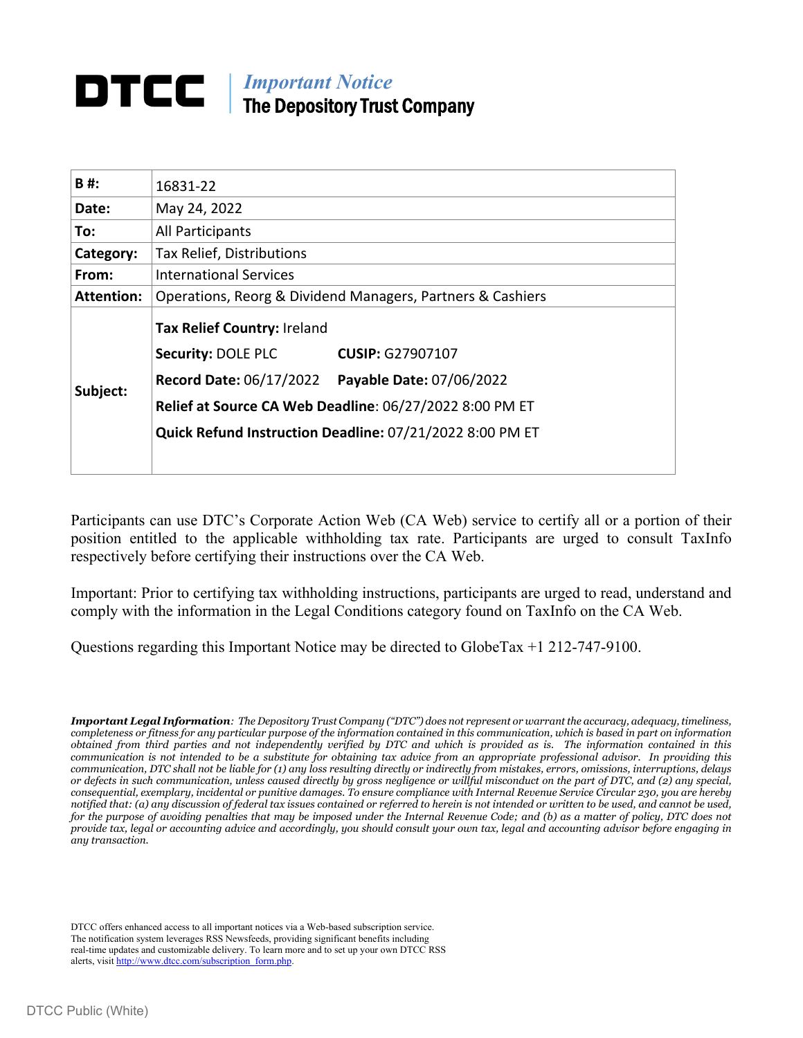# DTCC | *Important Notice*
## The Depository Trust Company

| | |
|---|---|
| **B #:** | 16831-22 |
| **Date:** | May 24, 2022 |
| **To:** | All Participants |
| **Category:** | Tax Relief, Distributions |
| **From:** | International Services |
| **Attention:** | Operations, Reorg & Dividend Managers, Partners & Cashiers |
| **Subject:** | **Tax Relief Country:** Ireland<br>**Security:** DOLE PLC **CUSIP:** G27907107<br>**Record Date:** 06/17/2022 **Payable Date:** 07/06/2022<br>**Relief at Source CA Web Deadline**: 06/27/2022 8:00 PM ET<br>**Quick Refund Instruction Deadline:** 07/21/2022 8:00 PM ET |

Participants can use DTC's Corporate Action Web (CA Web) service to certify all or a portion of their position entitled to the applicable withholding tax rate. Participants are urged to consult TaxInfo respectively before certifying their instructions over the CA Web.

Important: Prior to certifying tax withholding instructions, participants are urged to read, understand and comply with the information in the Legal Conditions category found on TaxInfo on the CA Web.

Questions regarding this Important Notice may be directed to GlobeTax +1 212-747-9100.

***Important Legal Information**: The Depository Trust Company ("DTC") does not represent or warrant the accuracy, adequacy, timeliness, completeness or fitness for any particular purpose of the information contained in this communication, which is based in part on information obtained from third parties and not independently verified by DTC and which is provided as is. The information contained in this communication is not intended to be a substitute for obtaining tax advice from an appropriate professional advisor. In providing this communication, DTC shall not be liable for (1) any loss resulting directly or indirectly from mistakes, errors, omissions, interruptions, delays or defects in such communication, unless caused directly by gross negligence or willful misconduct on the part of DTC, and (2) any special, consequential, exemplary, incidental or punitive damages. To ensure compliance with Internal Revenue Service Circular 230, you are hereby notified that: (a) any discussion of federal tax issues contained or referred to herein is not intended or written to be used, and cannot be used, for the purpose of avoiding penalties that may be imposed under the Internal Revenue Code; and (b) as a matter of policy, DTC does not provide tax, legal or accounting advice and accordingly, you should consult your own tax, legal and accounting advisor before engaging in any transaction.*

DTCC offers enhanced access to all important notices via a Web-based subscription service. The notification system leverages RSS Newsfeeds, providing significant benefits including real-time updates and customizable delivery. To learn more and to set up your own DTCC RSS alerts, visit http://www.dtcc.com/subscription_form.php.

DTCC Public (White)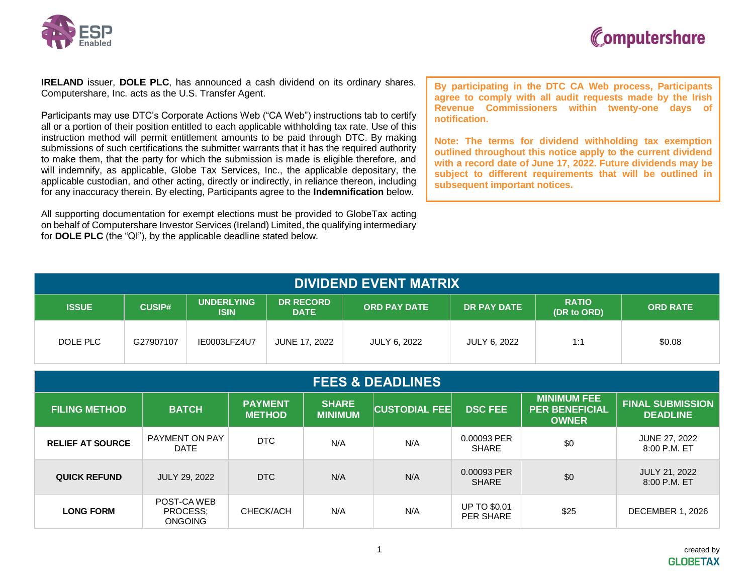**IRELAND** issuer, **DOLE PLC**, has announced a cash dividend on its ordinary shares. Computershare, Inc. acts as the U.S. Transfer Agent.

Participants may use DTC's Corporate Actions Web ("CA Web") instructions tab to certify all or a portion of their position entitled to each applicable withholding tax rate. Use of this instruction method will permit entitlement amounts to be paid through DTC. By making submissions of such certifications the submitter warrants that it has the required authority to make them, that the party for which the submission is made is eligible therefore, and will indemnify, as applicable, Globe Tax Services, Inc., the applicable depositary, the applicable custodian, and other acting, directly or indirectly, in reliance thereon, including for any inaccuracy therein. By electing, Participants agree to the **Indemnification** below.

All supporting documentation for exempt elections must be provided to GlobeTax acting on behalf of Computershare Investor Services (Ireland) Limited, the qualifying intermediary for **DOLE PLC** (the "QI"), by the applicable deadline stated below.

**By participating in the DTC CA Web process, Participants agree to comply with all audit requests made by the Irish Revenue Commissioners within twenty-one days of notification.**

**Note: The terms for dividend withholding tax exemption outlined throughout this notice apply to the current dividend with a record date of June 17, 2022. Future dividends may be subject to different requirements that will be outlined in subsequent important notices.**

## DIVIDEND EVENT MATRIX

| ISSUE | CUSIP# | UNDERLYING ISIN | DR RECORD DATE | ORD PAY DATE | DR PAY DATE | RATIO (DR to ORD) | ORD RATE |
|---|---|---|---|---|---|---|---|
| DOLE PLC | G27907107 | IE0003LFZ4U7 | JUNE 17, 2022 | JULY 6, 2022 | JULY 6, 2022 | 1:1 | $0.08 |

## FEES & DEADLINES

| FILING METHOD | BATCH | PAYMENT METHOD | SHARE MINIMUM | CUSTODIAL FEE | DSC FEE | MINIMUM FEE PER BENEFICIAL OWNER | FINAL SUBMISSION DEADLINE |
|---|---|---|---|---|---|---|---|
| **RELIEF AT SOURCE** | PAYMENT ON PAY DATE | DTC | N/A | N/A | 0.00093 PER SHARE | $0 | JUNE 27, 2022 8:00 P.M. ET |
| **QUICK REFUND** | JULY 29, 2022 | DTC | N/A | N/A | 0.00093 PER SHARE | $0 | JULY 21, 2022 8:00 P.M. ET |
| **LONG FORM** | POST-CA WEB PROCESS; ONGOING | CHECK/ACH | N/A | N/A | UP TO $0.01 PER SHARE | $25 | DECEMBER 1, 2026 |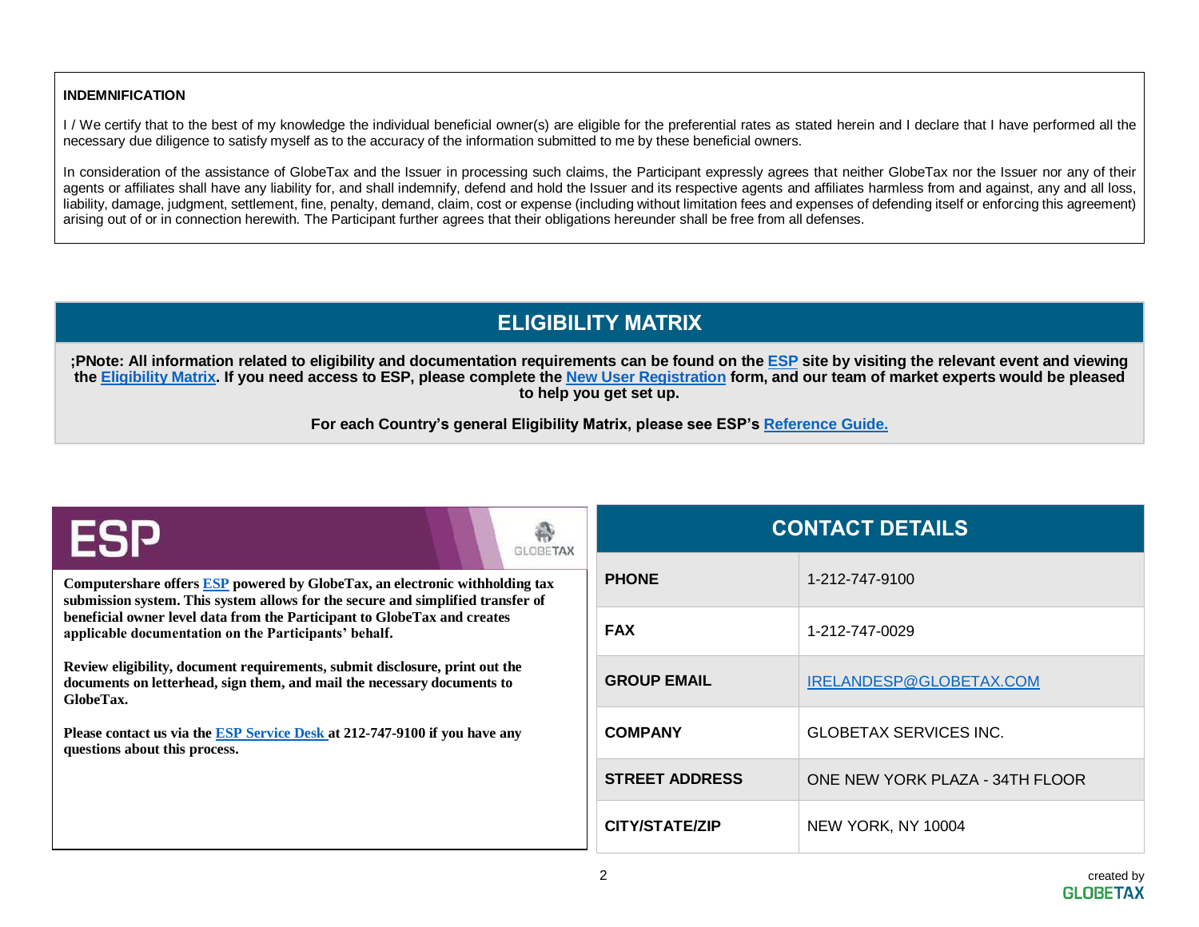**INDEMNIFICATION**

I / We certify that to the best of my knowledge the individual beneficial owner(s) are eligible for the preferential rates as stated herein and I declare that I have performed all the necessary due diligence to satisfy myself as to the accuracy of the information submitted to me by these beneficial owners.

In consideration of the assistance of GlobeTax and the Issuer in processing such claims, the Participant expressly agrees that neither GlobeTax nor the Issuer nor any of their agents or affiliates shall have any liability for, and shall indemnify, defend and hold the Issuer and its respective agents and affiliates harmless from and against, any and all loss, liability, damage, judgment, settlement, fine, penalty, demand, claim, cost or expense (including without limitation fees and expenses of defending itself or enforcing this agreement) arising out of or in connection herewith. The Participant further agrees that their obligations hereunder shall be free from all defenses.

## ELIGIBILITY MATRIX

**;PNote: All information related to eligibility and documentation requirements can be found on the ESP site by visiting the relevant event and viewing the Eligibility Matrix. If you need access to ESP, please complete the New User Registration form, and our team of market experts would be pleased to help you get set up.**

**For each Country's general Eligibility Matrix, please see ESP's Reference Guide.**

## ESP

**Computershare offers ESP powered by GlobeTax, an electronic withholding tax submission system. This system allows for the secure and simplified transfer of beneficial owner level data from the Participant to GlobeTax and creates applicable documentation on the Participants' behalf.**

**Review eligibility, document requirements, submit disclosure, print out the documents on letterhead, sign them, and mail the necessary documents to GlobeTax.**

**Please contact us via the ESP Service Desk at 212-747-9100 if you have any questions about this process.**

## CONTACT DETAILS

| | |
|---|---|
| **PHONE** | 1-212-747-9100 |
| **FAX** | 1-212-747-0029 |
| **GROUP EMAIL** | IRELANDESP@GLOBETAX.COM |
| **COMPANY** | GLOBETAX SERVICES INC. |
| **STREET ADDRESS** | ONE NEW YORK PLAZA - 34TH FLOOR |
| **CITY/STATE/ZIP** | NEW YORK, NY 10004 |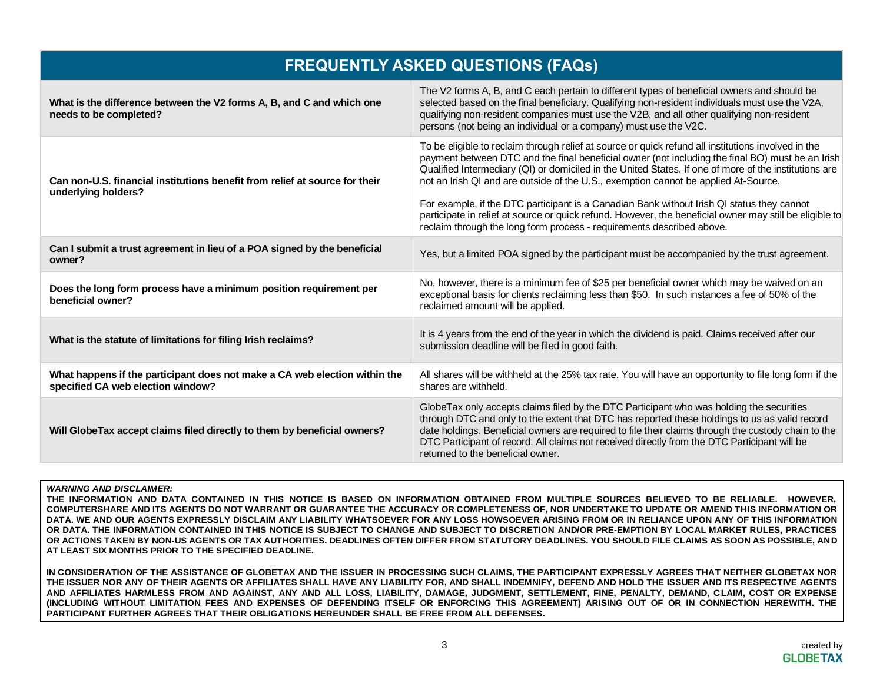## FREQUENTLY ASKED QUESTIONS (FAQs)

| | |
|---|---|
| **What is the difference between the V2 forms A, B, and C and which one needs to be completed?** | The V2 forms A, B, and C each pertain to different types of beneficial owners and should be selected based on the final beneficiary. Qualifying non-resident individuals must use the V2A, qualifying non-resident companies must use the V2B, and all other qualifying non-resident persons (not being an individual or a company) must use the V2C. |
| **Can non-U.S. financial institutions benefit from relief at source for their underlying holders?** | To be eligible to reclaim through relief at source or quick refund all institutions involved in the payment between DTC and the final beneficial owner (not including the final BO) must be an Irish Qualified Intermediary (QI) or domiciled in the United States. If one of more of the institutions are not an Irish QI and are outside of the U.S., exemption cannot be applied At-Source.<br><br>For example, if the DTC participant is a Canadian Bank without Irish QI status they cannot participate in relief at source or quick refund. However, the beneficial owner may still be eligible to reclaim through the long form process - requirements described above. |
| **Can I submit a trust agreement in lieu of a POA signed by the beneficial owner?** | Yes, but a limited POA signed by the participant must be accompanied by the trust agreement. |
| **Does the long form process have a minimum position requirement per beneficial owner?** | No, however, there is a minimum fee of $25 per beneficial owner which may be waived on an exceptional basis for clients reclaiming less than $50. In such instances a fee of 50% of the reclaimed amount will be applied. |
| **What is the statute of limitations for filing Irish reclaims?** | It is 4 years from the end of the year in which the dividend is paid. Claims received after our submission deadline will be filed in good faith. |
| **What happens if the participant does not make a CA web election within the specified CA web election window?** | All shares will be withheld at the 25% tax rate. You will have an opportunity to file long form if the shares are withheld. |
| **Will GlobeTax accept claims filed directly to them by beneficial owners?** | GlobeTax only accepts claims filed by the DTC Participant who was holding the securities through DTC and only to the extent that DTC has reported these holdings to us as valid record date holdings. Beneficial owners are required to file their claims through the custody chain to the DTC Participant of record. All claims not received directly from the DTC Participant will be returned to the beneficial owner. |

***WARNING AND DISCLAIMER:***

**THE INFORMATION AND DATA CONTAINED IN THIS NOTICE IS BASED ON INFORMATION OBTAINED FROM MULTIPLE SOURCES BELIEVED TO BE RELIABLE. HOWEVER, COMPUTERSHARE AND ITS AGENTS DO NOT WARRANT OR GUARANTEE THE ACCURACY OR COMPLETENESS OF, NOR UNDERTAKE TO UPDATE OR AMEND THIS INFORMATION OR DATA. WE AND OUR AGENTS EXPRESSLY DISCLAIM ANY LIABILITY WHATSOEVER FOR ANY LOSS HOWSOEVER ARISING FROM OR IN RELIANCE UPON ANY OF THIS INFORMATION OR DATA. THE INFORMATION CONTAINED IN THIS NOTICE IS SUBJECT TO CHANGE AND SUBJECT TO DISCRETION AND/OR PRE-EMPTION BY LOCAL MARKET RULES, PRACTICES OR ACTIONS TAKEN BY NON-US AGENTS OR TAX AUTHORITIES. DEADLINES OFTEN DIFFER FROM STATUTORY DEADLINES. YOU SHOULD FILE CLAIMS AS SOON AS POSSIBLE, AND AT LEAST SIX MONTHS PRIOR TO THE SPECIFIED DEADLINE.**

**IN CONSIDERATION OF THE ASSISTANCE OF GLOBETAX AND THE ISSUER IN PROCESSING SUCH CLAIMS, THE PARTICIPANT EXPRESSLY AGREES THAT NEITHER GLOBETAX NOR THE ISSUER NOR ANY OF THEIR AGENTS OR AFFILIATES SHALL HAVE ANY LIABILITY FOR, AND SHALL INDEMNIFY, DEFEND AND HOLD THE ISSUER AND ITS RESPECTIVE AGENTS AND AFFILIATES HARMLESS FROM AND AGAINST, ANY AND ALL LOSS, LIABILITY, DAMAGE, JUDGMENT, SETTLEMENT, FINE, PENALTY, DEMAND, CLAIM, COST OR EXPENSE (INCLUDING WITHOUT LIMITATION FEES AND EXPENSES OF DEFENDING ITSELF OR ENFORCING THIS AGREEMENT) ARISING OUT OF OR IN CONNECTION HEREWITH. THE PARTICIPANT FURTHER AGREES THAT THEIR OBLIGATIONS HEREUNDER SHALL BE FREE FROM ALL DEFENSES.**

created by GLOBETAX